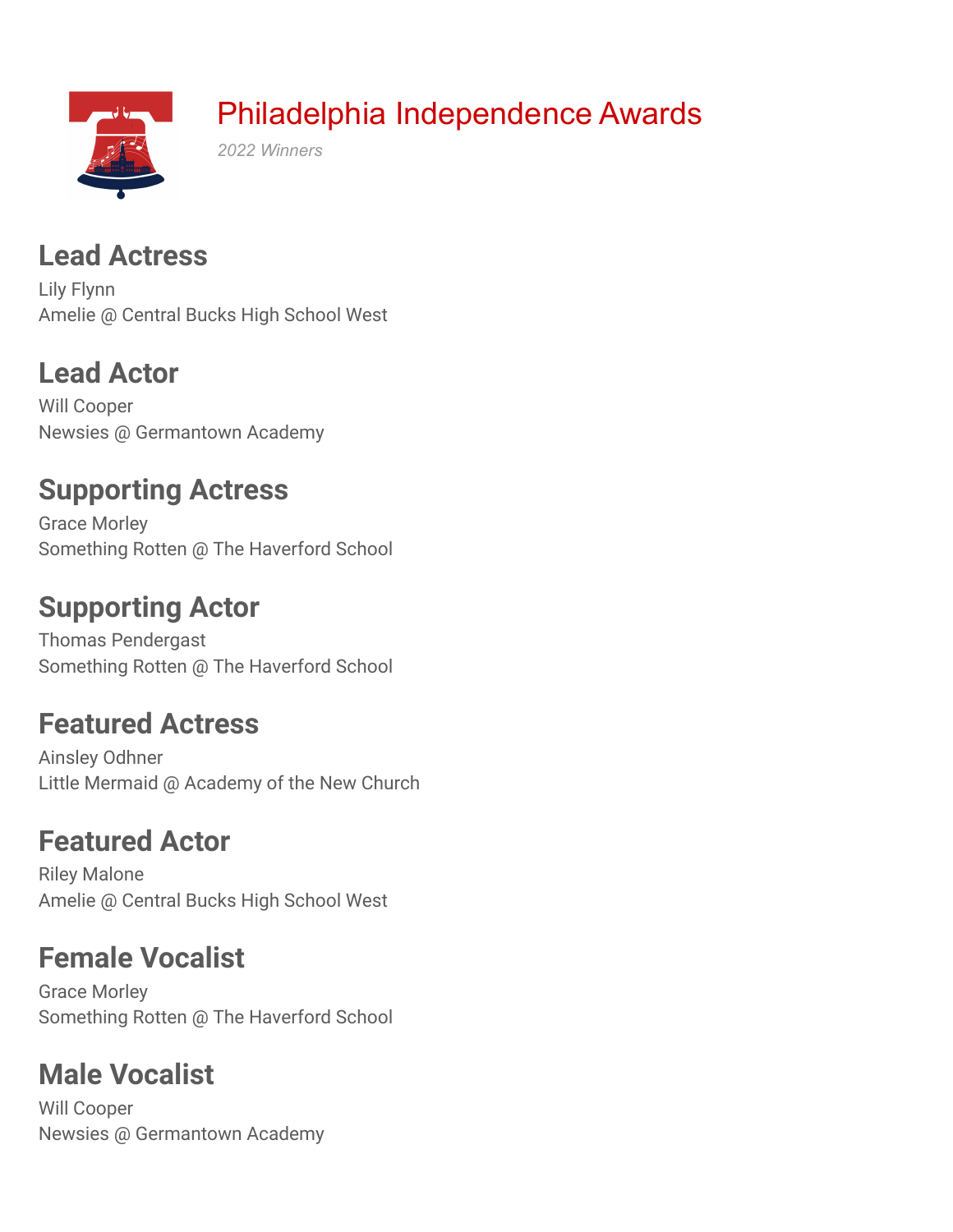# Philadelphia Independence Awards

*2022 Winners*

## Lead Actress

Lily Flynn
Amelie @ Central Bucks High School West

## Lead Actor

Will Cooper
Newsies @ Germantown Academy

## Supporting Actress

Grace Morley
Something Rotten @ The Haverford School

## Supporting Actor

Thomas Pendergast
Something Rotten @ The Haverford School

## Featured Actress

Ainsley Odhner
Little Mermaid @ Academy of the New Church

## Featured Actor

Riley Malone
Amelie @ Central Bucks High School West

## Female Vocalist

Grace Morley
Something Rotten @ The Haverford School

## Male Vocalist

Will Cooper
Newsies @ Germantown Academy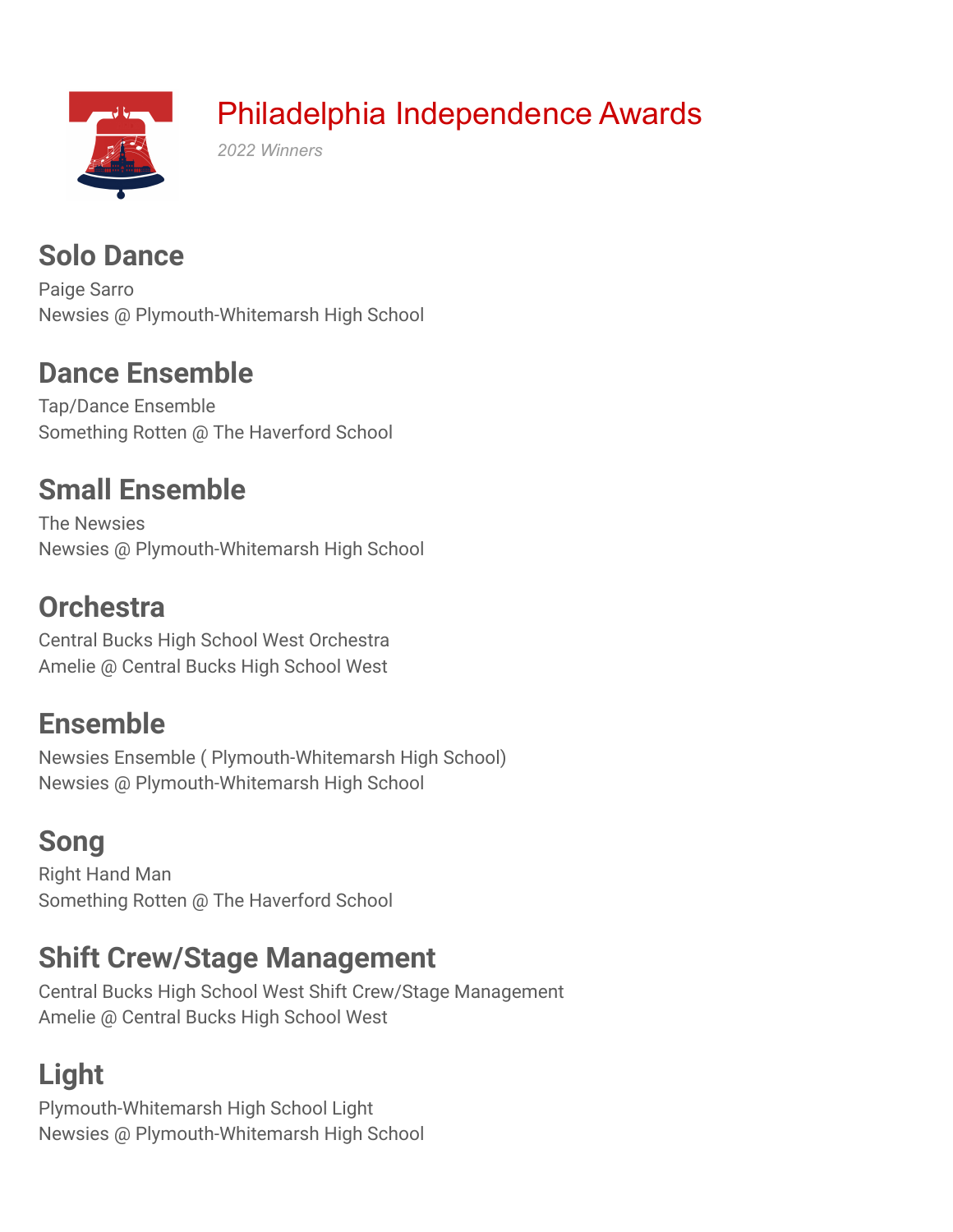# Philadelphia Independence Awards

*2022 Winners*

## Solo Dance

Paige Sarro
Newsies @ Plymouth-Whitemarsh High School

## Dance Ensemble

Tap/Dance Ensemble
Something Rotten @ The Haverford School

## Small Ensemble

The Newsies
Newsies @ Plymouth-Whitemarsh High School

## Orchestra

Central Bucks High School West Orchestra
Amelie @ Central Bucks High School West

## Ensemble

Newsies Ensemble ( Plymouth-Whitemarsh High School)
Newsies @ Plymouth-Whitemarsh High School

## Song

Right Hand Man
Something Rotten @ The Haverford School

## Shift Crew/Stage Management

Central Bucks High School West Shift Crew/Stage Management
Amelie @ Central Bucks High School West

## Light

Plymouth-Whitemarsh High School Light
Newsies @ Plymouth-Whitemarsh High School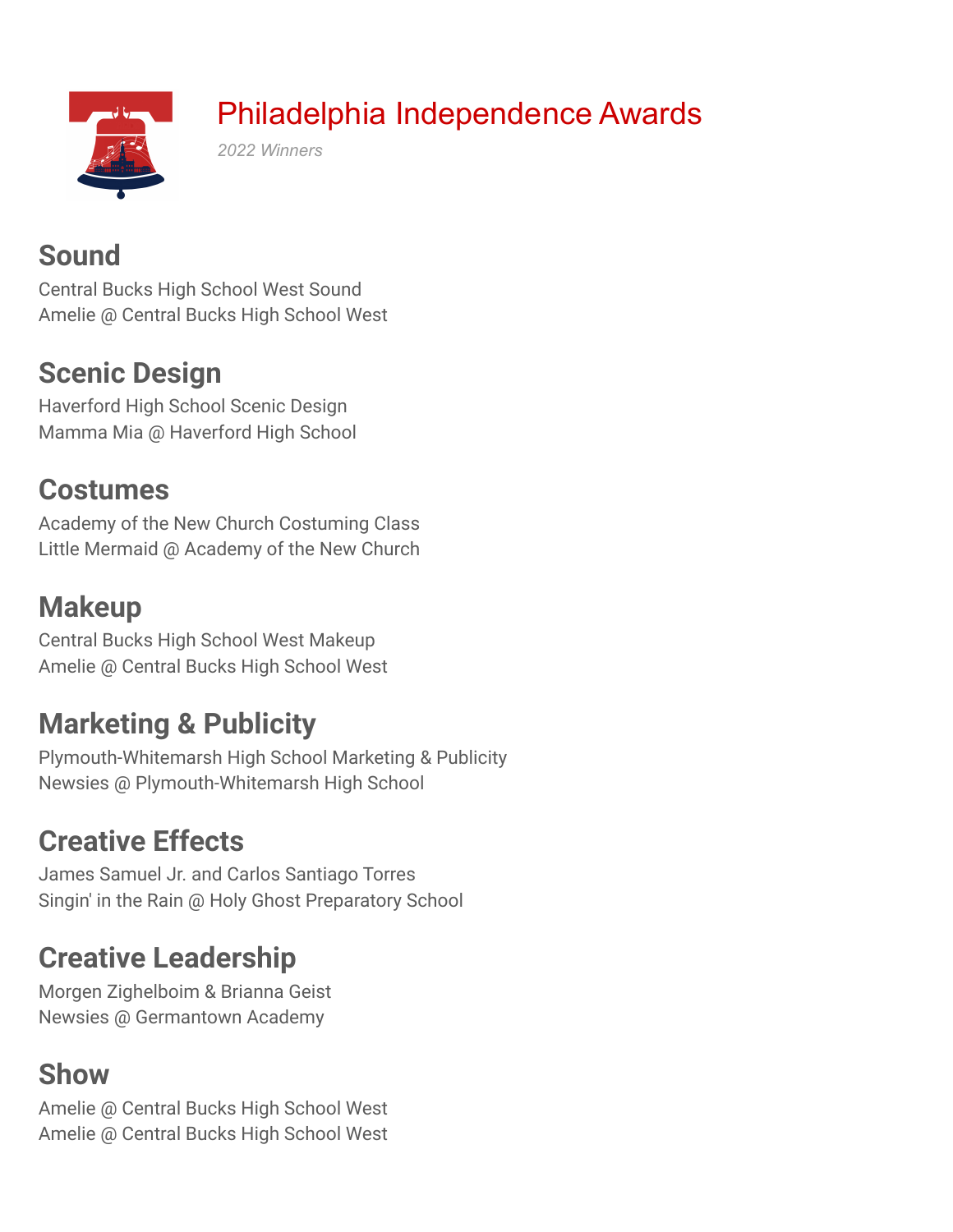# Philadelphia Independence Awards

*2022 Winners*

## Sound

Central Bucks High School West Sound
Amelie @ Central Bucks High School West

## Scenic Design

Haverford High School Scenic Design
Mamma Mia @ Haverford High School

## Costumes

Academy of the New Church Costuming Class
Little Mermaid @ Academy of the New Church

## Makeup

Central Bucks High School West Makeup
Amelie @ Central Bucks High School West

## Marketing & Publicity

Plymouth-Whitemarsh High School Marketing & Publicity
Newsies @ Plymouth-Whitemarsh High School

## Creative Effects

James Samuel Jr. and Carlos Santiago Torres
Singin' in the Rain @ Holy Ghost Preparatory School

## Creative Leadership

Morgen Zighelboim & Brianna Geist
Newsies @ Germantown Academy

## Show

Amelie @ Central Bucks High School West
Amelie @ Central Bucks High School West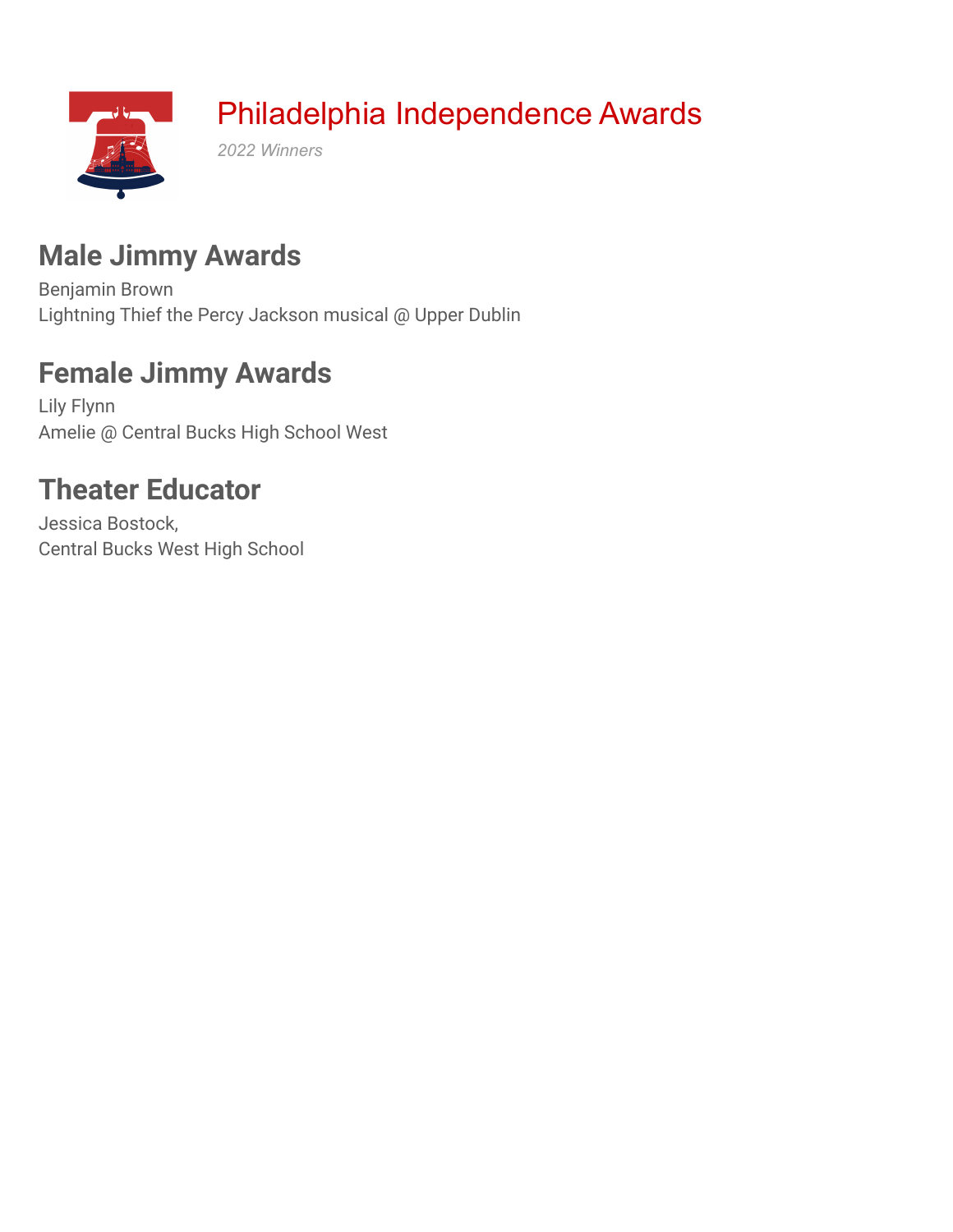# Philadelphia Independence Awards

*2022 Winners*

## Male Jimmy Awards

Benjamin Brown
Lightning Thief the Percy Jackson musical @ Upper Dublin

## Female Jimmy Awards

Lily Flynn
Amelie @ Central Bucks High School West

## Theater Educator

Jessica Bostock,
Central Bucks West High School